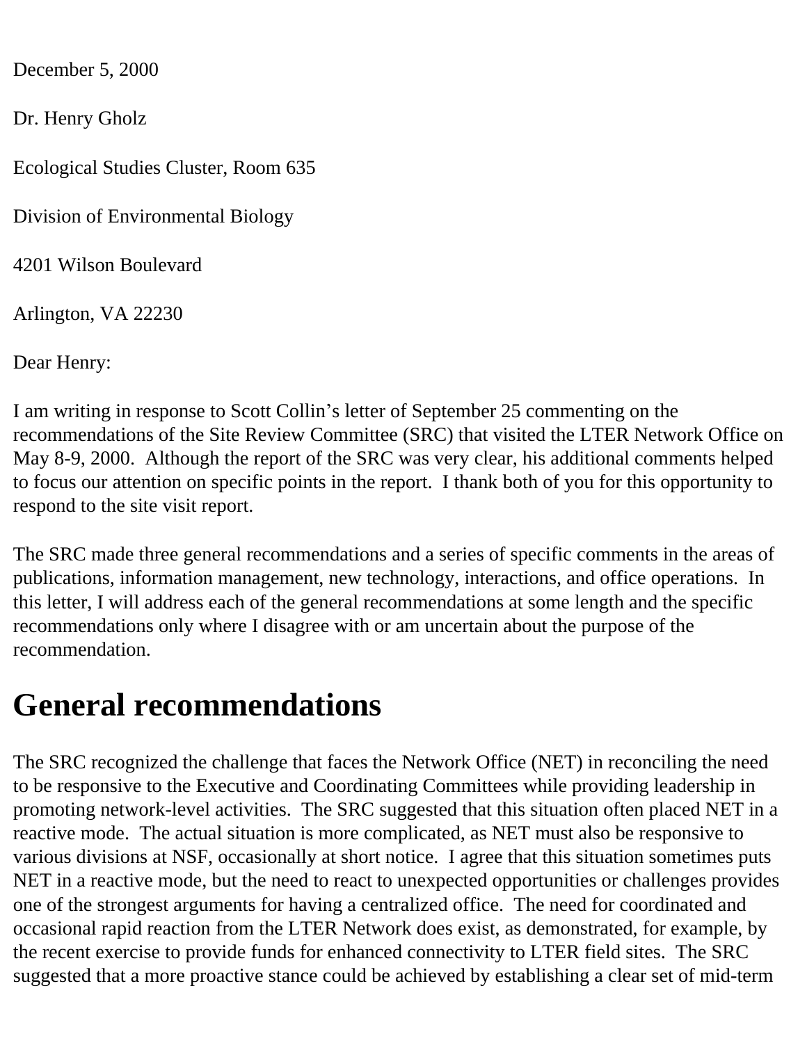December 5, 2000

Dr. Henry Gholz

Ecological Studies Cluster, Room 635

Division of Environmental Biology

4201 Wilson Boulevard

Arlington, VA 22230

Dear Henry:

I am writing in response to Scott Collin's letter of September 25 commenting on the recommendations of the Site Review Committee (SRC) that visited the LTER Network Office on May 8-9, 2000. Although the report of the SRC was very clear, his additional comments helped to focus our attention on specific points in the report. I thank both of you for this opportunity to respond to the site visit report.

The SRC made three general recommendations and a series of specific comments in the areas of publications, information management, new technology, interactions, and office operations. In this letter, I will address each of the general recommendations at some length and the specific recommendations only where I disagree with or am uncertain about the purpose of the recommendation.

# General recommendations

The SRC recognized the challenge that faces the Network Office (NET) in reconciling the need to be responsive to the Executive and Coordinating Committees while providing leadership in promoting network-level activities. The SRC suggested that this situation often placed NET in a reactive mode. The actual situation is more complicated, as NET must also be responsive to various divisions at NSF, occasionally at short notice. I agree that this situation sometimes puts NET in a reactive mode, but the need to react to unexpected opportunities or challenges provides one of the strongest arguments for having a centralized office. The need for coordinated and occasional rapid reaction from the LTER Network does exist, as demonstrated, for example, by the recent exercise to provide funds for enhanced connectivity to LTER field sites. The SRC suggested that a more proactive stance could be achieved by establishing a clear set of mid-term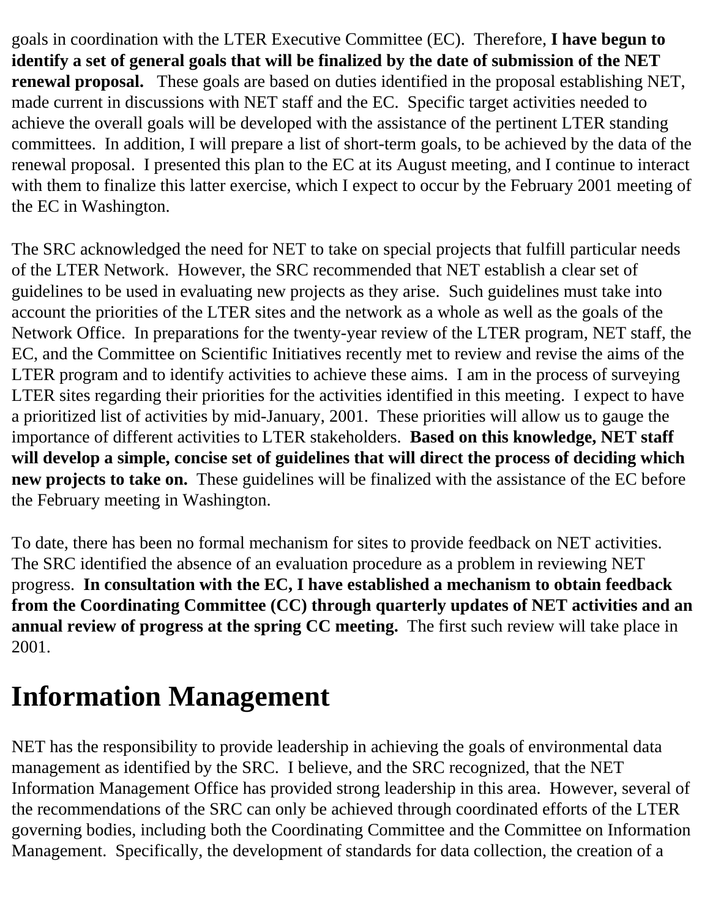goals in coordination with the LTER Executive Committee (EC). Therefore, **I have begun to identify a set of general goals that will be finalized by the date of submission of the NET renewal proposal.** These goals are based on duties identified in the proposal establishing NET, made current in discussions with NET staff and the EC. Specific target activities needed to achieve the overall goals will be developed with the assistance of the pertinent LTER standing committees. In addition, I will prepare a list of short-term goals, to be achieved by the data of the renewal proposal. I presented this plan to the EC at its August meeting, and I continue to interact with them to finalize this latter exercise, which I expect to occur by the February 2001 meeting of the EC in Washington.

The SRC acknowledged the need for NET to take on special projects that fulfill particular needs of the LTER Network. However, the SRC recommended that NET establish a clear set of guidelines to be used in evaluating new projects as they arise. Such guidelines must take into account the priorities of the LTER sites and the network as a whole as well as the goals of the Network Office. In preparations for the twenty-year review of the LTER program, NET staff, the EC, and the Committee on Scientific Initiatives recently met to review and revise the aims of the LTER program and to identify activities to achieve these aims. I am in the process of surveying LTER sites regarding their priorities for the activities identified in this meeting. I expect to have a prioritized list of activities by mid-January, 2001. These priorities will allow us to gauge the importance of different activities to LTER stakeholders. **Based on this knowledge, NET staff will develop a simple, concise set of guidelines that will direct the process of deciding which new projects to take on.** These guidelines will be finalized with the assistance of the EC before the February meeting in Washington.

To date, there has been no formal mechanism for sites to provide feedback on NET activities. The SRC identified the absence of an evaluation procedure as a problem in reviewing NET progress. **In consultation with the EC, I have established a mechanism to obtain feedback from the Coordinating Committee (CC) through quarterly updates of NET activities and an annual review of progress at the spring CC meeting.** The first such review will take place in 2001.

# Information Management

NET has the responsibility to provide leadership in achieving the goals of environmental data management as identified by the SRC. I believe, and the SRC recognized, that the NET Information Management Office has provided strong leadership in this area. However, several of the recommendations of the SRC can only be achieved through coordinated efforts of the LTER governing bodies, including both the Coordinating Committee and the Committee on Information Management. Specifically, the development of standards for data collection, the creation of a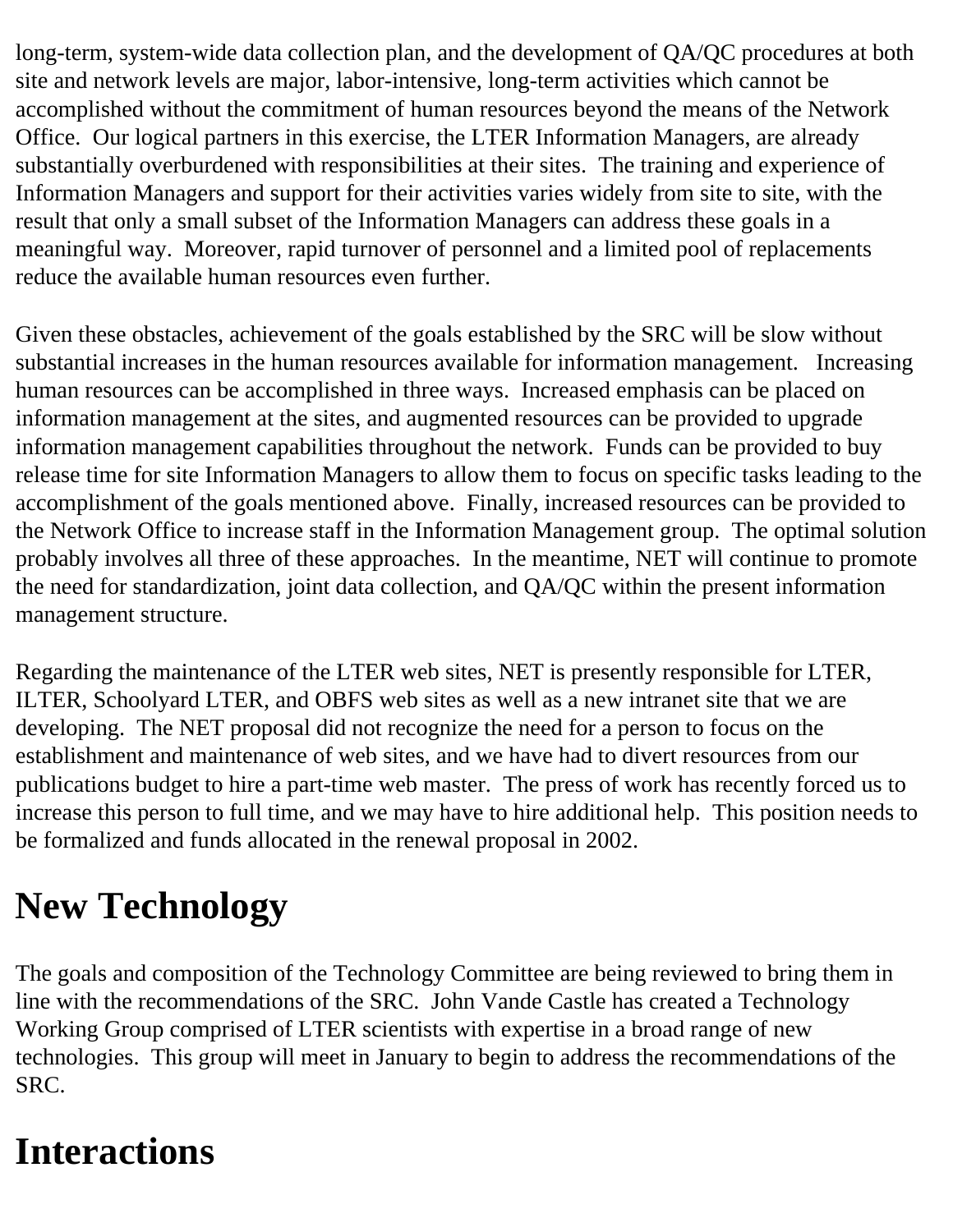long-term, system-wide data collection plan, and the development of QA/QC procedures at both site and network levels are major, labor-intensive, long-term activities which cannot be accomplished without the commitment of human resources beyond the means of the Network Office. Our logical partners in this exercise, the LTER Information Managers, are already substantially overburdened with responsibilities at their sites. The training and experience of Information Managers and support for their activities varies widely from site to site, with the result that only a small subset of the Information Managers can address these goals in a meaningful way. Moreover, rapid turnover of personnel and a limited pool of replacements reduce the available human resources even further.

Given these obstacles, achievement of the goals established by the SRC will be slow without substantial increases in the human resources available for information management. Increasing human resources can be accomplished in three ways. Increased emphasis can be placed on information management at the sites, and augmented resources can be provided to upgrade information management capabilities throughout the network. Funds can be provided to buy release time for site Information Managers to allow them to focus on specific tasks leading to the accomplishment of the goals mentioned above. Finally, increased resources can be provided to the Network Office to increase staff in the Information Management group. The optimal solution probably involves all three of these approaches. In the meantime, NET will continue to promote the need for standardization, joint data collection, and QA/QC within the present information management structure.

Regarding the maintenance of the LTER web sites, NET is presently responsible for LTER, ILTER, Schoolyard LTER, and OBFS web sites as well as a new intranet site that we are developing. The NET proposal did not recognize the need for a person to focus on the establishment and maintenance of web sites, and we have had to divert resources from our publications budget to hire a part-time web master. The press of work has recently forced us to increase this person to full time, and we may have to hire additional help. This position needs to be formalized and funds allocated in the renewal proposal in 2002.

# New Technology

The goals and composition of the Technology Committee are being reviewed to bring them in line with the recommendations of the SRC. John Vande Castle has created a Technology Working Group comprised of LTER scientists with expertise in a broad range of new technologies. This group will meet in January to begin to address the recommendations of the SRC.

# Interactions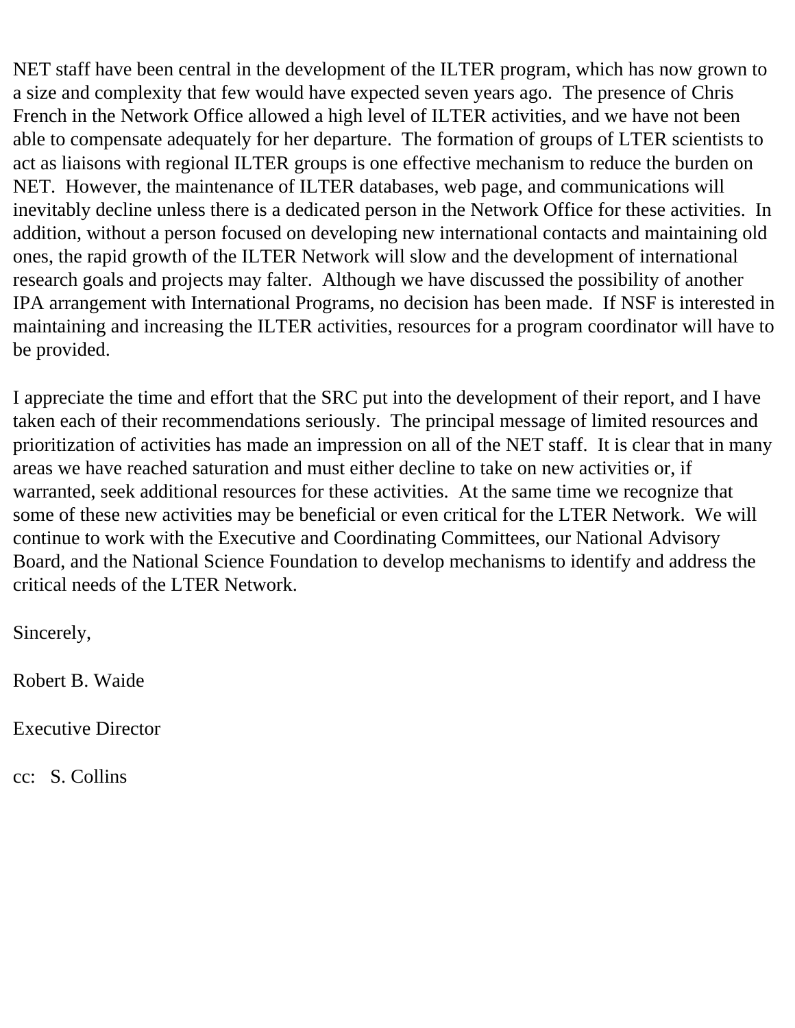NET staff have been central in the development of the ILTER program, which has now grown to a size and complexity that few would have expected seven years ago. The presence of Chris French in the Network Office allowed a high level of ILTER activities, and we have not been able to compensate adequately for her departure. The formation of groups of LTER scientists to act as liaisons with regional ILTER groups is one effective mechanism to reduce the burden on NET. However, the maintenance of ILTER databases, web page, and communications will inevitably decline unless there is a dedicated person in the Network Office for these activities. In addition, without a person focused on developing new international contacts and maintaining old ones, the rapid growth of the ILTER Network will slow and the development of international research goals and projects may falter. Although we have discussed the possibility of another IPA arrangement with International Programs, no decision has been made. If NSF is interested in maintaining and increasing the ILTER activities, resources for a program coordinator will have to be provided.

I appreciate the time and effort that the SRC put into the development of their report, and I have taken each of their recommendations seriously. The principal message of limited resources and prioritization of activities has made an impression on all of the NET staff. It is clear that in many areas we have reached saturation and must either decline to take on new activities or, if warranted, seek additional resources for these activities. At the same time we recognize that some of these new activities may be beneficial or even critical for the LTER Network. We will continue to work with the Executive and Coordinating Committees, our National Advisory Board, and the National Science Foundation to develop mechanisms to identify and address the critical needs of the LTER Network.

Sincerely,

Robert B. Waide

Executive Director

cc: S. Collins